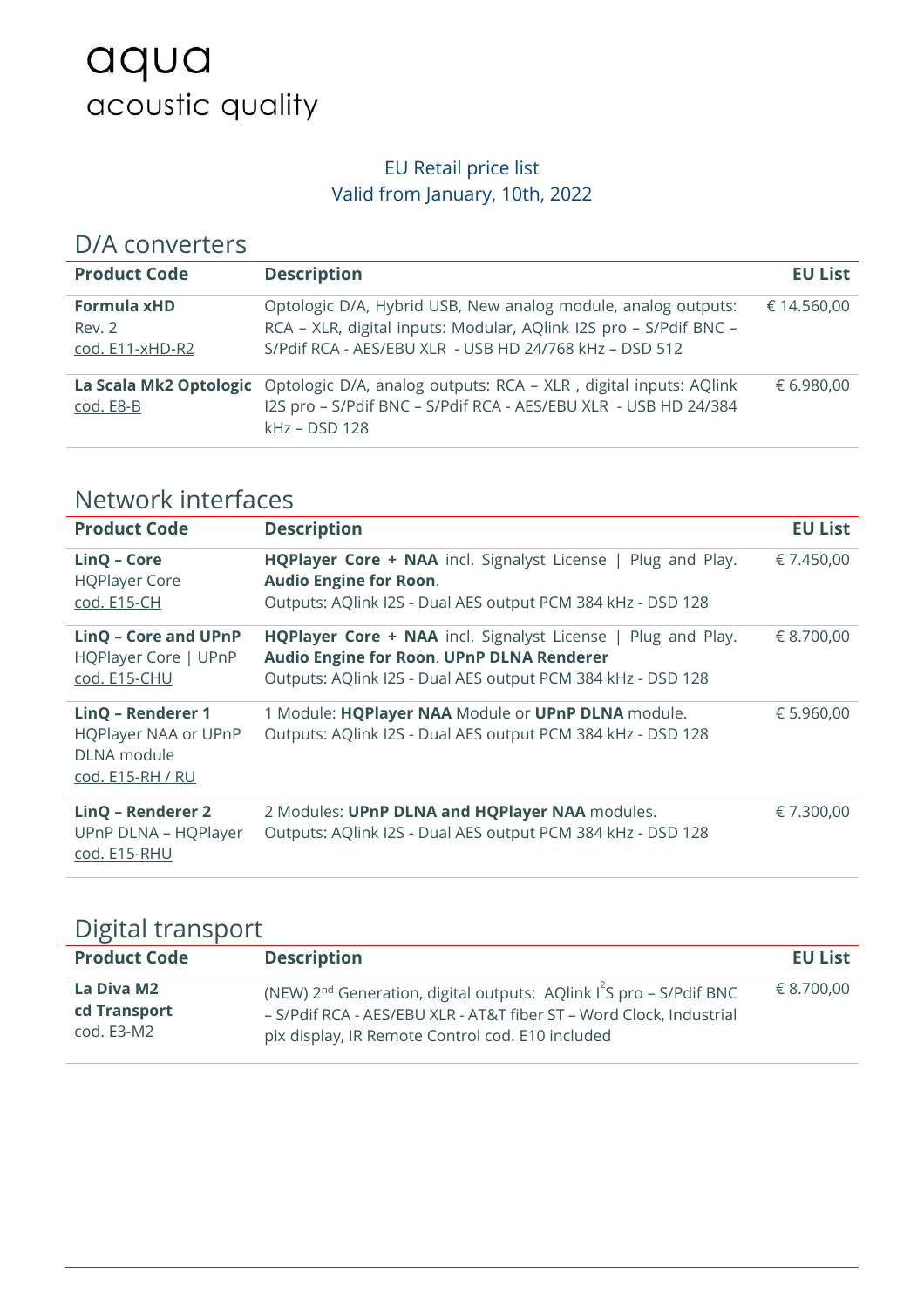# aqua
acoustic quality

EU Retail price list
Valid from January, 10th, 2022

## D/A converters

| Product Code | Description | EU List |
|---|---|---|
| **Formula xHD** Rev. 2 cod. E11-xHD-R2 | Optologic D/A, Hybrid USB, New analog module, analog outputs: RCA – XLR, digital inputs: Modular, AQlink I2S pro – S/Pdif BNC – S/Pdif RCA - AES/EBU XLR - USB HD 24/768 kHz – DSD 512 | € 14.560,00 |
| **La Scala Mk2 Optologic** cod. E8-B | Optologic D/A, analog outputs: RCA – XLR , digital inputs: AQlink I2S pro – S/Pdif BNC – S/Pdif RCA - AES/EBU XLR - USB HD 24/384 kHz – DSD 128 | € 6.980,00 |

## Network interfaces

| Product Code | Description | EU List |
|---|---|---|
| **LinQ – Core** HQPlayer Core cod. E15-CH | **HQPlayer Core + NAA** incl. Signalyst License \| Plug and Play. **Audio Engine for Roon**. Outputs: AQlink I2S - Dual AES output PCM 384 kHz - DSD 128 | € 7.450,00 |
| **LinQ – Core and UPnP** HQPlayer Core \| UPnP cod. E15-CHU | **HQPlayer Core + NAA** incl. Signalyst License \| Plug and Play. **Audio Engine for Roon**. **UPnP DLNA Renderer** Outputs: AQlink I2S - Dual AES output PCM 384 kHz - DSD 128 | € 8.700,00 |
| **LinQ – Renderer 1** HQPlayer NAA or UPnP DLNA module cod. E15-RH / RU | 1 Module: **HQPlayer NAA** Module or **UPnP DLNA** module. Outputs: AQlink I2S - Dual AES output PCM 384 kHz - DSD 128 | € 5.960,00 |
| **LinQ – Renderer 2** UPnP DLNA – HQPlayer cod. E15-RHU | 2 Modules: **UPnP DLNA and HQPlayer NAA** modules. Outputs: AQlink I2S - Dual AES output PCM 384 kHz - DSD 128 | € 7.300,00 |

## Digital transport

| Product Code | Description | EU List |
|---|---|---|
| **La Diva M2 cd Transport** cod. E3-M2 | (NEW) 2nd Generation, digital outputs: AQlink I$^2$S pro – S/Pdif BNC – S/Pdif RCA - AES/EBU XLR - AT&T fiber ST – Word Clock, Industrial pix display, IR Remote Control cod. E10 included | € 8.700,00 |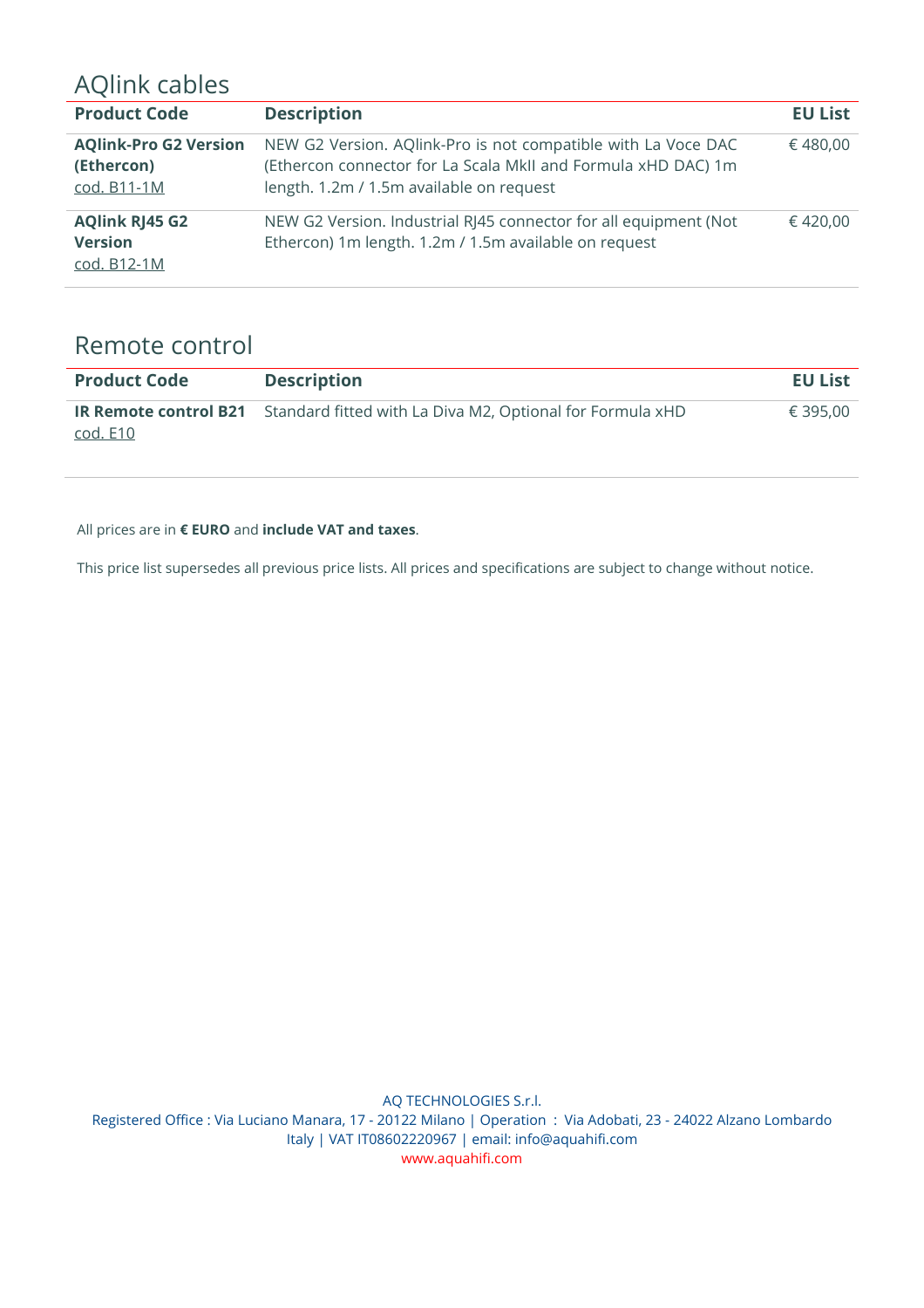## AQlink cables

| Product Code | Description | EU List |
| --- | --- | --- |
| **AQlink-Pro G2 Version (Ethercon)** cod. B11-1M | NEW G2 Version. AQlink-Pro is not compatible with La Voce DAC (Ethercon connector for La Scala MkII and Formula xHD DAC) 1m length. 1.2m / 1.5m available on request | € 480,00 |
| **AQlink RJ45 G2 Version** cod. B12-1M | NEW G2 Version. Industrial RJ45 connector for all equipment (Not Ethercon) 1m length. 1.2m / 1.5m available on request | € 420,00 |

## Remote control

| Product Code | Description | EU List |
| --- | --- | --- |
| **IR Remote control B21** cod. E10 | Standard fitted with La Diva M2, Optional for Formula xHD | € 395,00 |

All prices are in **€ EURO** and **include VAT and taxes**.

This price list supersedes all previous price lists. All prices and specifications are subject to change without notice.

AQ TECHNOLOGIES S.r.l.
Registered Office : Via Luciano Manara, 17 - 20122 Milano | Operation : Via Adobati, 23 - 24022 Alzano Lombardo Italy | VAT IT08602220967 | email: info@aquahifi.com
www.aquahifi.com